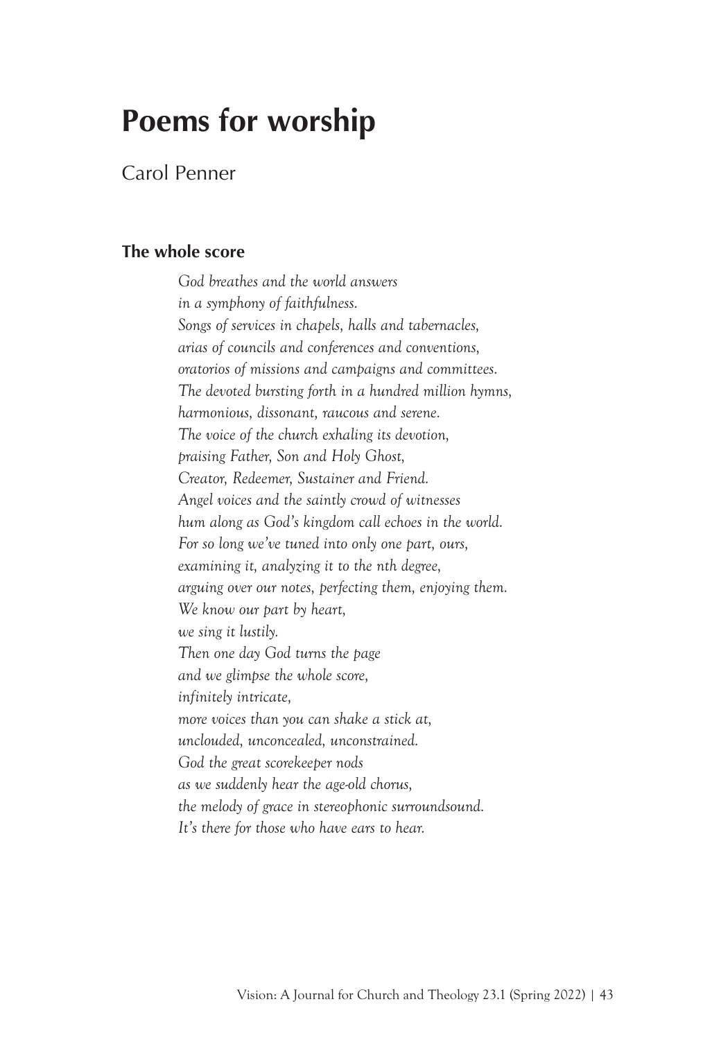# Poems for worship

Carol Penner

### The whole score

*God breathes and the world answers*  
*in a symphony of faithfulness.*  
*Songs of services in chapels, halls and tabernacles,*  
*arias of councils and conferences and conventions,*  
*oratorios of missions and campaigns and committees.*  
*The devoted bursting forth in a hundred million hymns,*  
*harmonious, dissonant, raucous and serene.*  
*The voice of the church exhaling its devotion,*  
*praising Father, Son and Holy Ghost,*  
*Creator, Redeemer, Sustainer and Friend.*  
*Angel voices and the saintly crowd of witnesses*  
*hum along as God's kingdom call echoes in the world.*  
*For so long we've tuned into only one part, ours,*  
*examining it, analyzing it to the nth degree,*  
*arguing over our notes, perfecting them, enjoying them.*  
*We know our part by heart,*  
*we sing it lustily.*  
*Then one day God turns the page*  
*and we glimpse the whole score,*  
*infinitely intricate,*  
*more voices than you can shake a stick at,*  
*unclouded, unconcealed, unconstrained.*  
*God the great scorekeeper nods*  
*as we suddenly hear the age-old chorus,*  
*the melody of grace in stereophonic surroundsound.*  
*It's there for those who have ears to hear.*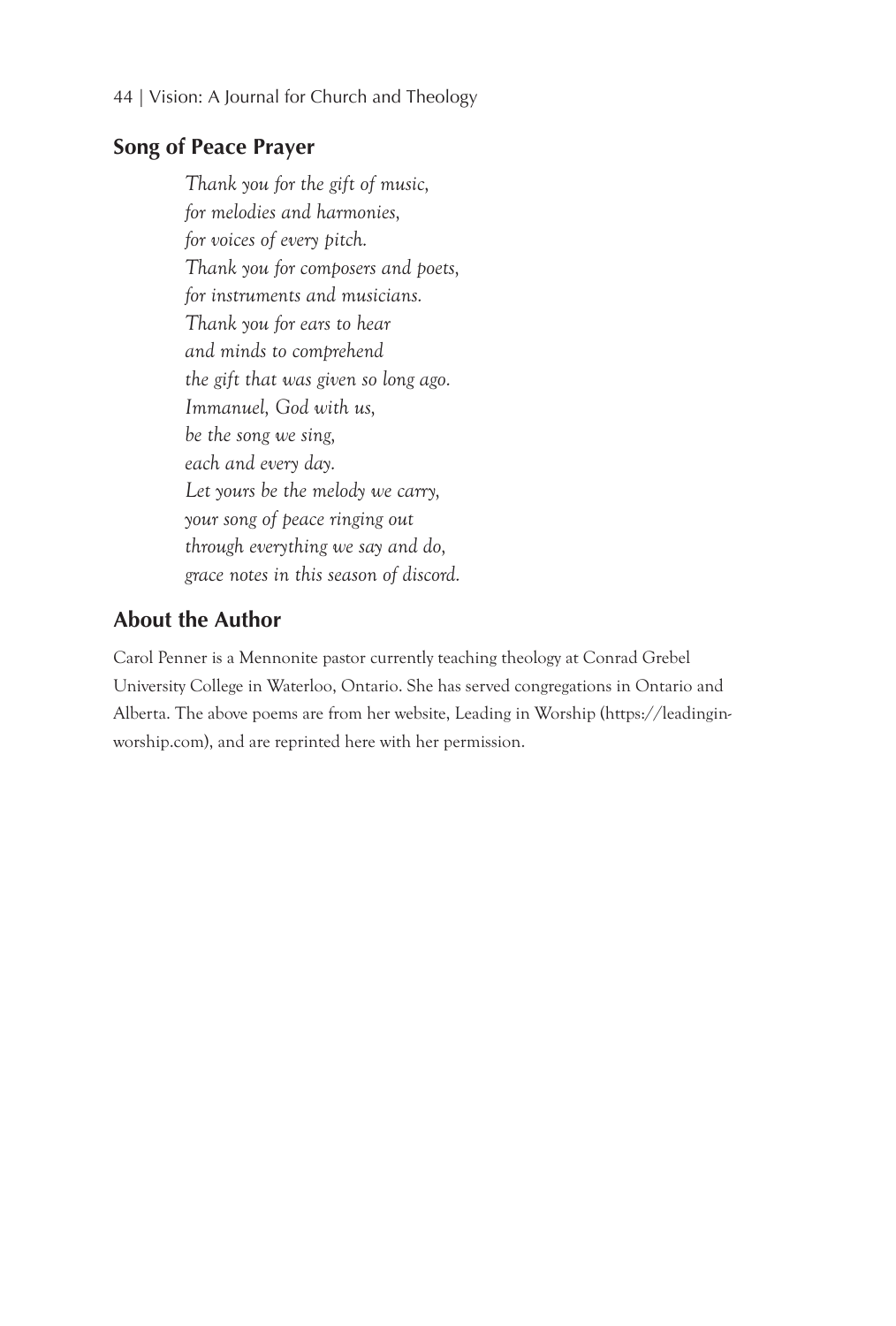## Song of Peace Prayer

*Thank you for the gift of music,*
*for melodies and harmonies,*
*for voices of every pitch.*
*Thank you for composers and poets,*
*for instruments and musicians.*
*Thank you for ears to hear*
*and minds to comprehend*
*the gift that was given so long ago.*
*Immanuel, God with us,*
*be the song we sing,*
*each and every day.*
*Let yours be the melody we carry,*
*your song of peace ringing out*
*through everything we say and do,*
*grace notes in this season of discord.*

## About the Author

Carol Penner is a Mennonite pastor currently teaching theology at Conrad Grebel University College in Waterloo, Ontario. She has served congregations in Ontario and Alberta. The above poems are from her website, Leading in Worship (https://leadinginworship.com), and are reprinted here with her permission.